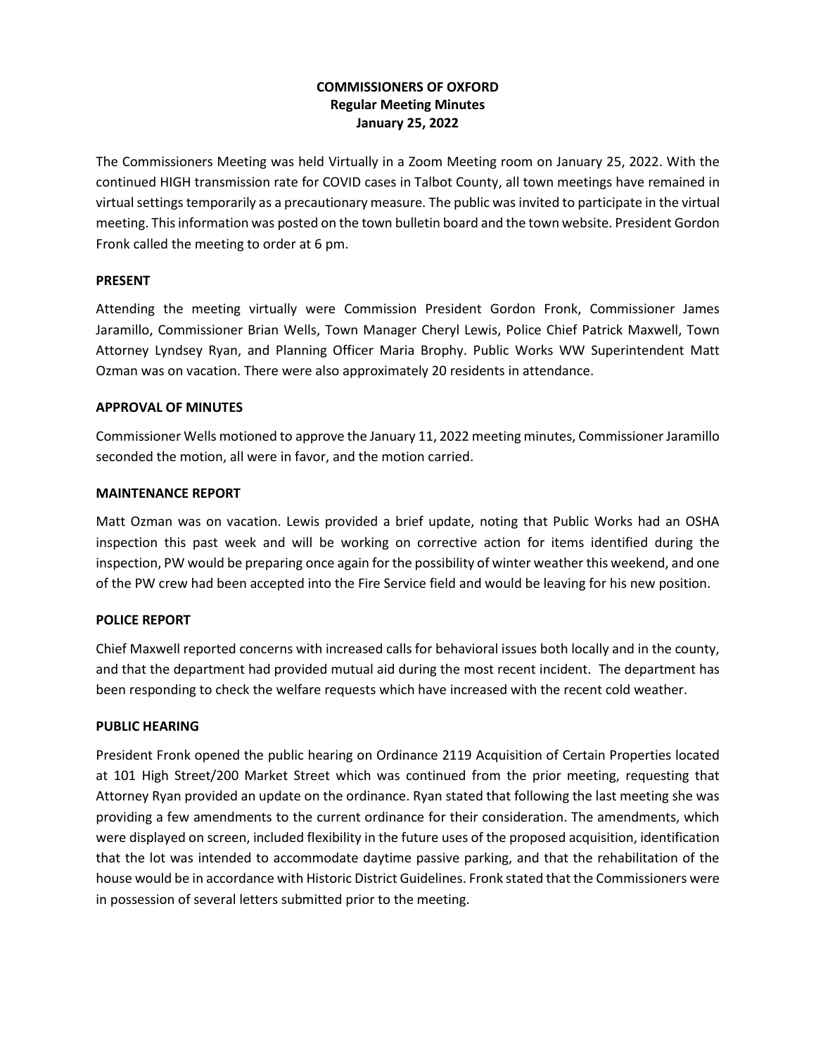**COMMISSIONERS OF OXFORD**
**Regular Meeting Minutes**
**January 25, 2022**

The Commissioners Meeting was held Virtually in a Zoom Meeting room on January 25, 2022. With the continued HIGH transmission rate for COVID cases in Talbot County, all town meetings have remained in virtual settings temporarily as a precautionary measure. The public was invited to participate in the virtual meeting. This information was posted on the town bulletin board and the town website. President Gordon Fronk called the meeting to order at 6 pm.

**PRESENT**

Attending the meeting virtually were Commission President Gordon Fronk, Commissioner James Jaramillo, Commissioner Brian Wells, Town Manager Cheryl Lewis, Police Chief Patrick Maxwell, Town Attorney Lyndsey Ryan, and Planning Officer Maria Brophy. Public Works WW Superintendent Matt Ozman was on vacation. There were also approximately 20 residents in attendance.

**APPROVAL OF MINUTES**

Commissioner Wells motioned to approve the January 11, 2022 meeting minutes, Commissioner Jaramillo seconded the motion, all were in favor, and the motion carried.

**MAINTENANCE REPORT**

Matt Ozman was on vacation. Lewis provided a brief update, noting that Public Works had an OSHA inspection this past week and will be working on corrective action for items identified during the inspection, PW would be preparing once again for the possibility of winter weather this weekend, and one of the PW crew had been accepted into the Fire Service field and would be leaving for his new position.

**POLICE REPORT**

Chief Maxwell reported concerns with increased calls for behavioral issues both locally and in the county, and that the department had provided mutual aid during the most recent incident. The department has been responding to check the welfare requests which have increased with the recent cold weather.

**PUBLIC HEARING**

President Fronk opened the public hearing on Ordinance 2119 Acquisition of Certain Properties located at 101 High Street/200 Market Street which was continued from the prior meeting, requesting that Attorney Ryan provided an update on the ordinance. Ryan stated that following the last meeting she was providing a few amendments to the current ordinance for their consideration. The amendments, which were displayed on screen, included flexibility in the future uses of the proposed acquisition, identification that the lot was intended to accommodate daytime passive parking, and that the rehabilitation of the house would be in accordance with Historic District Guidelines. Fronk stated that the Commissioners were in possession of several letters submitted prior to the meeting.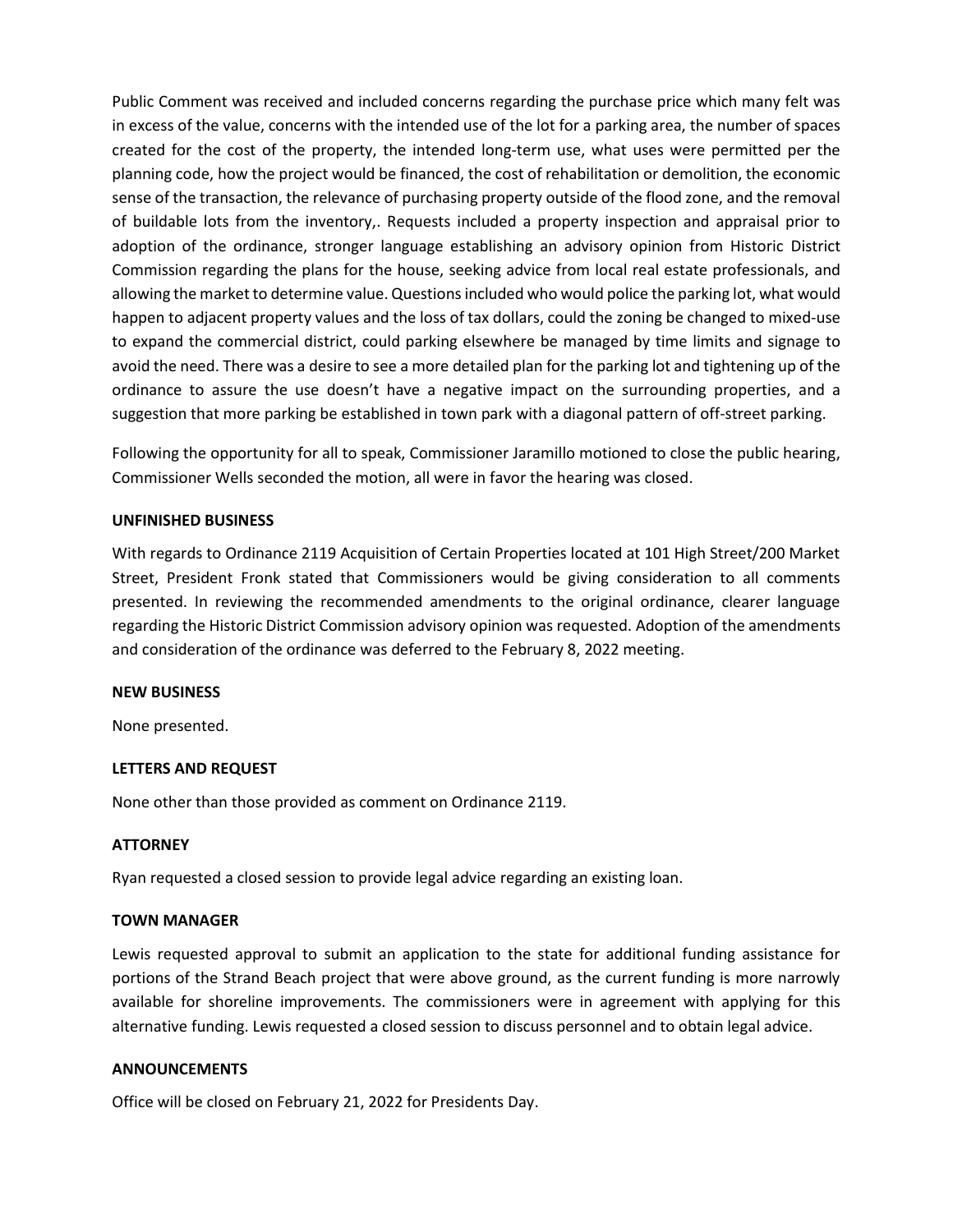Public Comment was received and included concerns regarding the purchase price which many felt was in excess of the value, concerns with the intended use of the lot for a parking area, the number of spaces created for the cost of the property, the intended long-term use, what uses were permitted per the planning code, how the project would be financed, the cost of rehabilitation or demolition, the economic sense of the transaction, the relevance of purchasing property outside of the flood zone, and the removal of buildable lots from the inventory,. Requests included a property inspection and appraisal prior to adoption of the ordinance, stronger language establishing an advisory opinion from Historic District Commission regarding the plans for the house, seeking advice from local real estate professionals, and allowing the market to determine value. Questions included who would police the parking lot, what would happen to adjacent property values and the loss of tax dollars, could the zoning be changed to mixed-use to expand the commercial district, could parking elsewhere be managed by time limits and signage to avoid the need. There was a desire to see a more detailed plan for the parking lot and tightening up of the ordinance to assure the use doesn't have a negative impact on the surrounding properties, and a suggestion that more parking be established in town park with a diagonal pattern of off-street parking.

Following the opportunity for all to speak, Commissioner Jaramillo motioned to close the public hearing, Commissioner Wells seconded the motion, all were in favor the hearing was closed.

**UNFINISHED BUSINESS**

With regards to Ordinance 2119 Acquisition of Certain Properties located at 101 High Street/200 Market Street, President Fronk stated that Commissioners would be giving consideration to all comments presented. In reviewing the recommended amendments to the original ordinance, clearer language regarding the Historic District Commission advisory opinion was requested. Adoption of the amendments and consideration of the ordinance was deferred to the February 8, 2022 meeting.

**NEW BUSINESS**

None presented.

**LETTERS AND REQUEST**

None other than those provided as comment on Ordinance 2119.

**ATTORNEY**

Ryan requested a closed session to provide legal advice regarding an existing loan.

**TOWN MANAGER**

Lewis requested approval to submit an application to the state for additional funding assistance for portions of the Strand Beach project that were above ground, as the current funding is more narrowly available for shoreline improvements. The commissioners were in agreement with applying for this alternative funding. Lewis requested a closed session to discuss personnel and to obtain legal advice.

**ANNOUNCEMENTS**

Office will be closed on February 21, 2022 for Presidents Day.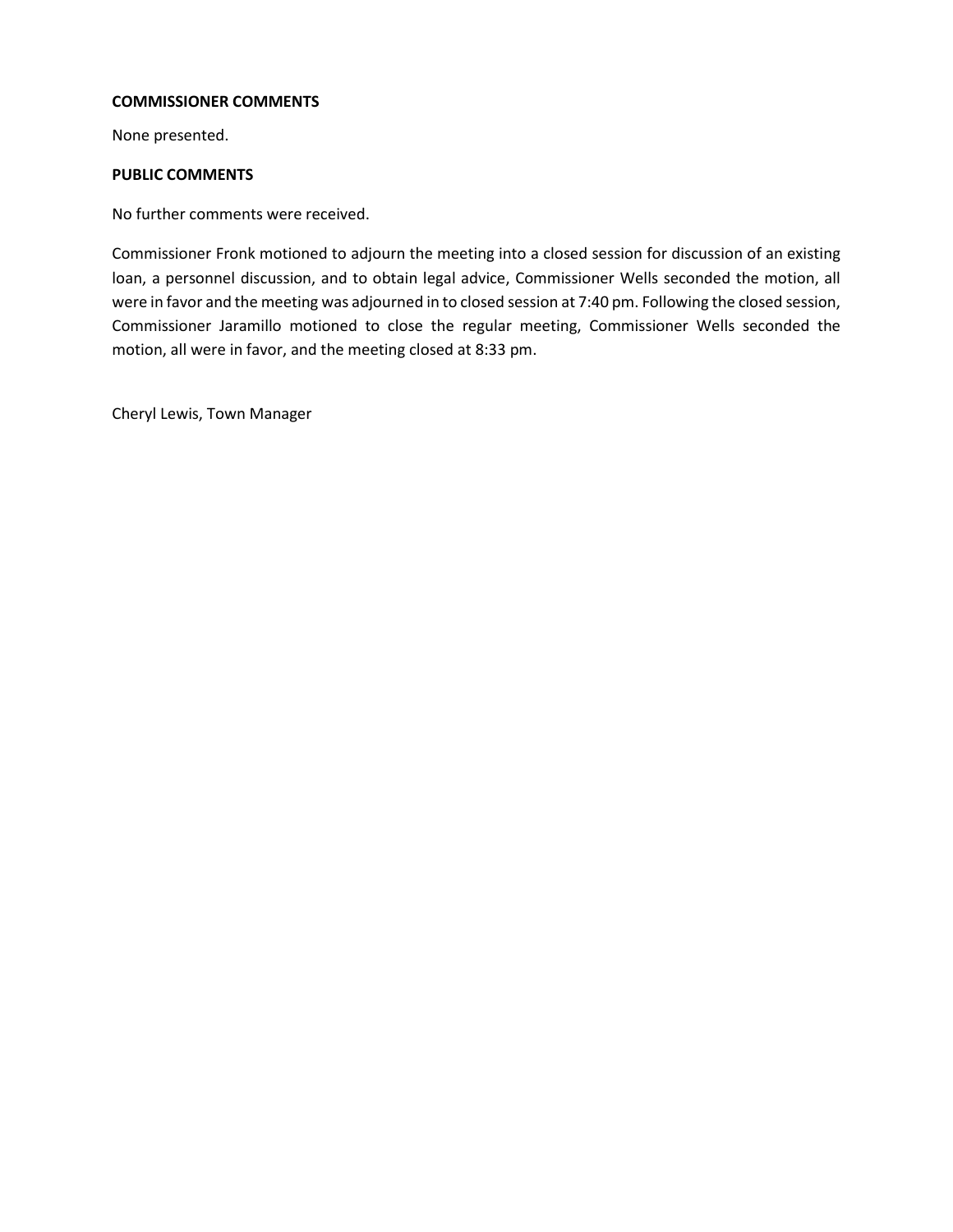**COMMISSIONER COMMENTS**

None presented.

**PUBLIC COMMENTS**

No further comments were received.

Commissioner Fronk motioned to adjourn the meeting into a closed session for discussion of an existing loan, a personnel discussion, and to obtain legal advice, Commissioner Wells seconded the motion, all were in favor and the meeting was adjourned in to closed session at 7:40 pm. Following the closed session, Commissioner Jaramillo motioned to close the regular meeting, Commissioner Wells seconded the motion, all were in favor, and the meeting closed at 8:33 pm.

Cheryl Lewis, Town Manager